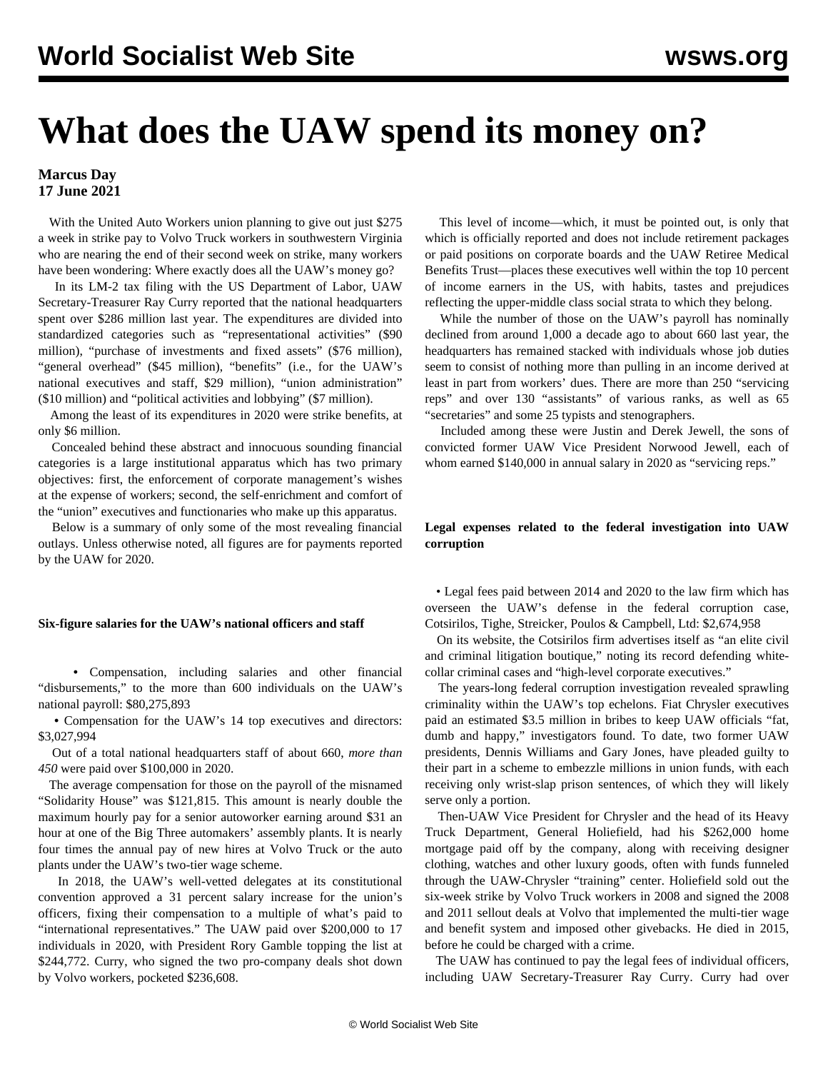# What does the UAW spend its money on?

**Marcus Day**
**17 June 2021**

With the United Auto Workers union planning to give out just $275 a week in strike pay to Volvo Truck workers in southwestern Virginia who are nearing the end of their second week on strike, many workers have been wondering: Where exactly does all the UAW's money go?

In its LM-2 tax filing with the US Department of Labor, UAW Secretary-Treasurer Ray Curry reported that the national headquarters spent over $286 million last year. The expenditures are divided into standardized categories such as "representational activities" ($90 million), "purchase of investments and fixed assets" ($76 million), "general overhead" ($45 million), "benefits" (i.e., for the UAW's national executives and staff, $29 million), "union administration" ($10 million) and "political activities and lobbying" ($7 million).

Among the least of its expenditures in 2020 were strike benefits, at only $6 million.

Concealed behind these abstract and innocuous sounding financial categories is a large institutional apparatus which has two primary objectives: first, the enforcement of corporate management's wishes at the expense of workers; second, the self-enrichment and comfort of the "union" executives and functionaries who make up this apparatus.

Below is a summary of only some of the most revealing financial outlays. Unless otherwise noted, all figures are for payments reported by the UAW for 2020.

#### Six-figure salaries for the UAW's national officers and staff

- Compensation, including salaries and other financial "disbursements," to the more than 600 individuals on the UAW's national payroll: $80,275,893
- Compensation for the UAW's 14 top executives and directors: $3,027,994

Out of a total national headquarters staff of about 660, *more than 450* were paid over $100,000 in 2020.

The average compensation for those on the payroll of the misnamed "Solidarity House" was $121,815. This amount is nearly double the maximum hourly pay for a senior autoworker earning around $31 an hour at one of the Big Three automakers' assembly plants. It is nearly four times the annual pay of new hires at Volvo Truck or the auto plants under the UAW's two-tier wage scheme.

In 2018, the UAW's well-vetted delegates at its constitutional convention approved a 31 percent salary increase for the union's officers, fixing their compensation to a multiple of what's paid to "international representatives." The UAW paid over $200,000 to 17 individuals in 2020, with President Rory Gamble topping the list at $244,772. Curry, who signed the two pro-company deals shot down by Volvo workers, pocketed $236,608.

This level of income—which, it must be pointed out, is only that which is officially reported and does not include retirement packages or paid positions on corporate boards and the UAW Retiree Medical Benefits Trust—places these executives well within the top 10 percent of income earners in the US, with habits, tastes and prejudices reflecting the upper-middle class social strata to which they belong.

While the number of those on the UAW's payroll has nominally declined from around 1,000 a decade ago to about 660 last year, the headquarters has remained stacked with individuals whose job duties seem to consist of nothing more than pulling in an income derived at least in part from workers' dues. There are more than 250 "servicing reps" and over 130 "assistants" of various ranks, as well as 65 "secretaries" and some 25 typists and stenographers.

Included among these were Justin and Derek Jewell, the sons of convicted former UAW Vice President Norwood Jewell, each of whom earned $140,000 in annual salary in 2020 as "servicing reps."

#### Legal expenses related to the federal investigation into UAW corruption

- Legal fees paid between 2014 and 2020 to the law firm which has overseen the UAW's defense in the federal corruption case, Cotsirilos, Tighe, Streicker, Poulos & Campbell, Ltd: $2,674,958

On its website, the Cotsirilos firm advertises itself as "an elite civil and criminal litigation boutique," noting its record defending white-collar criminal cases and "high-level corporate executives."

The years-long federal corruption investigation revealed sprawling criminality within the UAW's top echelons. Fiat Chrysler executives paid an estimated $3.5 million in bribes to keep UAW officials "fat, dumb and happy," investigators found. To date, two former UAW presidents, Dennis Williams and Gary Jones, have pleaded guilty to their part in a scheme to embezzle millions in union funds, with each receiving only wrist-slap prison sentences, of which they will likely serve only a portion.

Then-UAW Vice President for Chrysler and the head of its Heavy Truck Department, General Holiefield, had his $262,000 home mortgage paid off by the company, along with receiving designer clothing, watches and other luxury goods, often with funds funneled through the UAW-Chrysler "training" center. Holiefield sold out the six-week strike by Volvo Truck workers in 2008 and signed the 2008 and 2011 sellout deals at Volvo that implemented the multi-tier wage and benefit system and imposed other givebacks. He died in 2015, before he could be charged with a crime.

The UAW has continued to pay the legal fees of individual officers, including UAW Secretary-Treasurer Ray Curry. Curry had over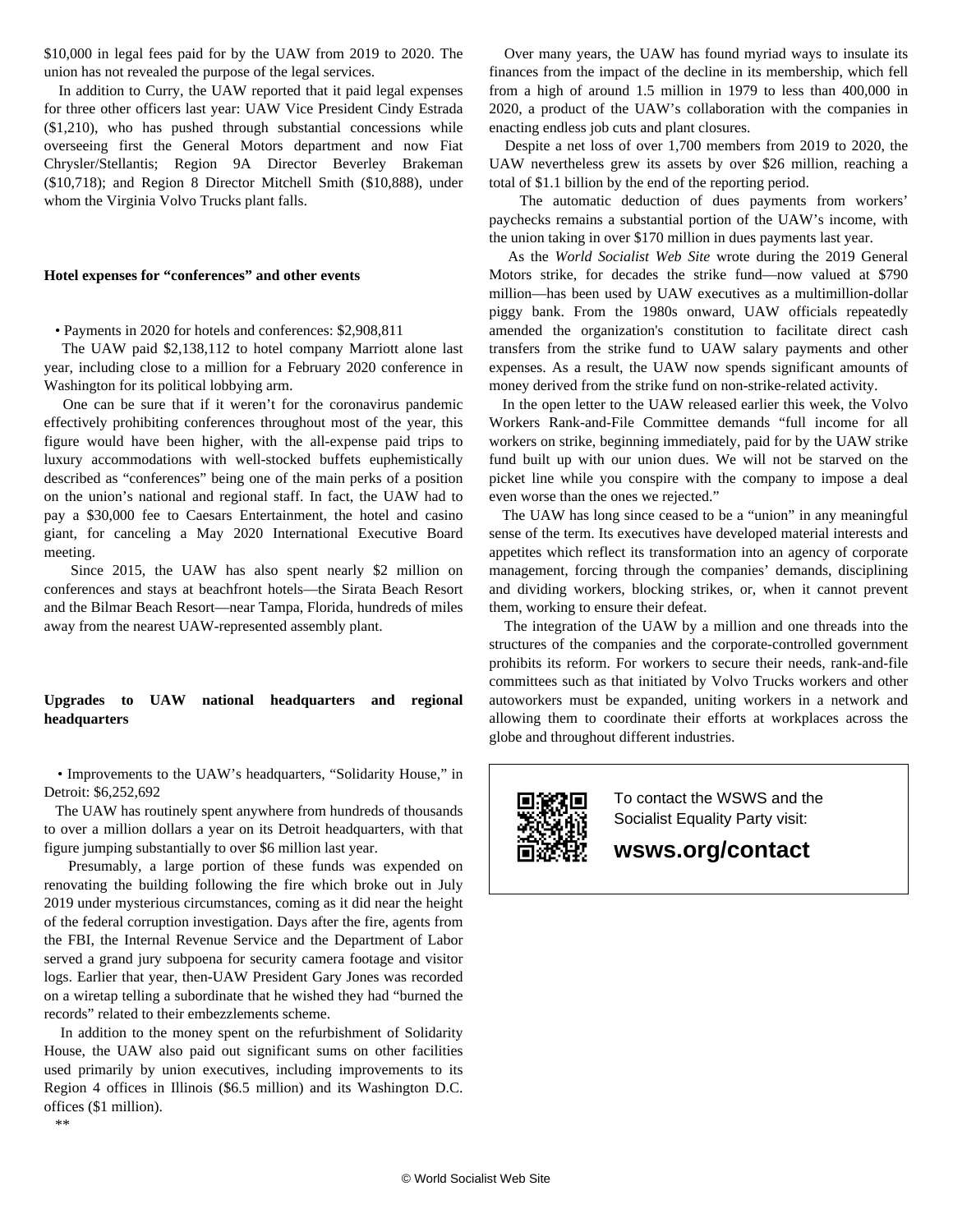$10,000 in legal fees paid for by the UAW from 2019 to 2020. The union has not revealed the purpose of the legal services.

In addition to Curry, the UAW reported that it paid legal expenses for three other officers last year: UAW Vice President Cindy Estrada ($1,210), who has pushed through substantial concessions while overseeing first the General Motors department and now Fiat Chrysler/Stellantis; Region 9A Director Beverley Brakeman ($10,718); and Region 8 Director Mitchell Smith ($10,888), under whom the Virginia Volvo Trucks plant falls.

**Hotel expenses for "conferences" and other events**

- Payments in 2020 for hotels and conferences: $2,908,811

The UAW paid $2,138,112 to hotel company Marriott alone last year, including close to a million for a February 2020 conference in Washington for its political lobbying arm.

One can be sure that if it weren't for the coronavirus pandemic effectively prohibiting conferences throughout most of the year, this figure would have been higher, with the all-expense paid trips to luxury accommodations with well-stocked buffets euphemistically described as "conferences" being one of the main perks of a position on the union's national and regional staff. In fact, the UAW had to pay a $30,000 fee to Caesars Entertainment, the hotel and casino giant, for canceling a May 2020 International Executive Board meeting.

Since 2015, the UAW has also spent nearly $2 million on conferences and stays at beachfront hotels—the Sirata Beach Resort and the Bilmar Beach Resort—near Tampa, Florida, hundreds of miles away from the nearest UAW-represented assembly plant.

**Upgrades to UAW national headquarters and regional headquarters**

- Improvements to the UAW's headquarters, "Solidarity House," in Detroit: $6,252,692

The UAW has routinely spent anywhere from hundreds of thousands to over a million dollars a year on its Detroit headquarters, with that figure jumping substantially to over $6 million last year.

Presumably, a large portion of these funds was expended on renovating the building following the fire which broke out in July 2019 under mysterious circumstances, coming as it did near the height of the federal corruption investigation. Days after the fire, agents from the FBI, the Internal Revenue Service and the Department of Labor served a grand jury subpoena for security camera footage and visitor logs. Earlier that year, then-UAW President Gary Jones was recorded on a wiretap telling a subordinate that he wished they had "burned the records" related to their embezzlements scheme.

In addition to the money spent on the refurbishment of Solidarity House, the UAW also paid out significant sums on other facilities used primarily by union executives, including improvements to its Region 4 offices in Illinois ($6.5 million) and its Washington D.C. offices ($1 million).

**

Over many years, the UAW has found myriad ways to insulate its finances from the impact of the decline in its membership, which fell from a high of around 1.5 million in 1979 to less than 400,000 in 2020, a product of the UAW's collaboration with the companies in enacting endless job cuts and plant closures.

Despite a net loss of over 1,700 members from 2019 to 2020, the UAW nevertheless grew its assets by over $26 million, reaching a total of $1.1 billion by the end of the reporting period.

The automatic deduction of dues payments from workers' paychecks remains a substantial portion of the UAW's income, with the union taking in over $170 million in dues payments last year.

As the *World Socialist Web Site* wrote during the 2019 General Motors strike, for decades the strike fund—now valued at $790 million—has been used by UAW executives as a multimillion-dollar piggy bank. From the 1980s onward, UAW officials repeatedly amended the organization's constitution to facilitate direct cash transfers from the strike fund to UAW salary payments and other expenses. As a result, the UAW now spends significant amounts of money derived from the strike fund on non-strike-related activity.

In the open letter to the UAW released earlier this week, the Volvo Workers Rank-and-File Committee demands "full income for all workers on strike, beginning immediately, paid for by the UAW strike fund built up with our union dues. We will not be starved on the picket line while you conspire with the company to impose a deal even worse than the ones we rejected."

The UAW has long since ceased to be a "union" in any meaningful sense of the term. Its executives have developed material interests and appetites which reflect its transformation into an agency of corporate management, forcing through the companies' demands, disciplining and dividing workers, blocking strikes, or, when it cannot prevent them, working to ensure their defeat.

The integration of the UAW by a million and one threads into the structures of the companies and the corporate-controlled government prohibits its reform. For workers to secure their needs, rank-and-file committees such as that initiated by Volvo Trucks workers and other autoworkers must be expanded, uniting workers in a network and allowing them to coordinate their efforts at workplaces across the globe and throughout different industries.

To contact the WSWS and the Socialist Equality Party visit:

**wsws.org/contact**